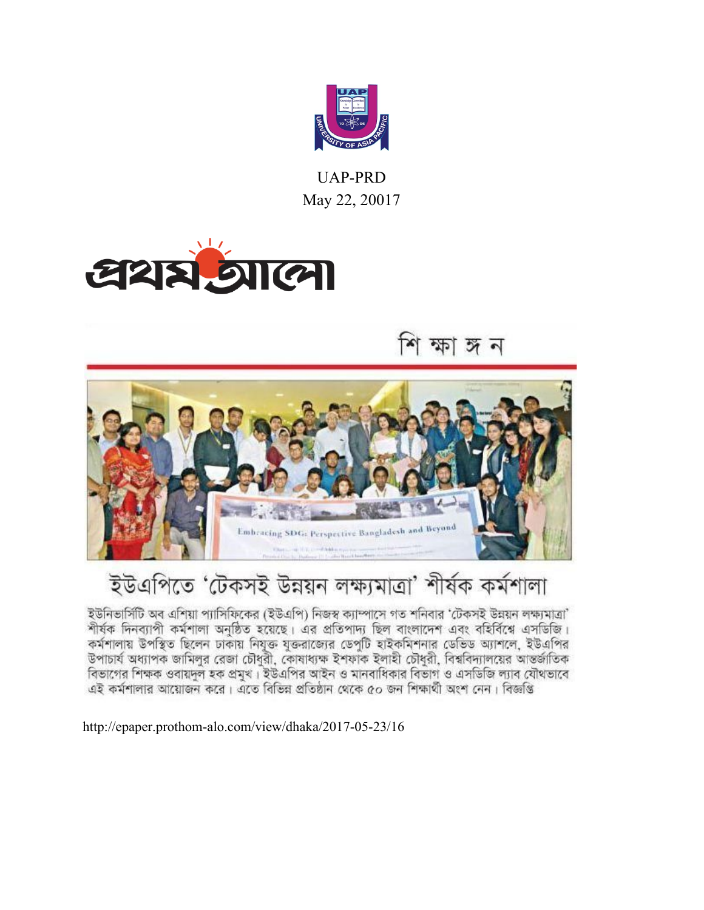UAP-PRD

May 22, 20017

প্রথম আলো

শিক্ষাঙ্গন

Embracing SDG: Perspective Bangladesh and Beyond

# ইউএপিতে 'টেকসই উন্নয়ন লক্ষ্যমাত্রা' শীর্ষক কর্মশালা

ইউনিভার্সিটি অব এশিয়া প্যাসিফিকের (ইউএপি) নিজস্ব ক্যাম্পাসে গত শনিবার 'টেকসই উন্নয়ন লক্ষ্যমাত্রা' শীর্ষক দিনব্যাপী কর্মশালা অনুষ্ঠিত হয়েছে। এর প্রতিপাদ্য ছিল বাংলাদেশ এবং বহির্বিশ্বে এসডিজি। কর্মশালায় উপস্থিত ছিলেন ঢাকায় নিযুক্ত যুক্তরাজ্যের ডেপুটি হাইকমিশনার ডেভিড অ্যাশলে, ইউএপির উপাচার্য অধ্যাপক জামিলুর রেজা চৌধুরী, কোষাধ্যক্ষ ইশফাক ইলাহী চৌধুরী, বিশ্ববিদ্যালয়ের আন্তর্জাতিক বিভাগের শিক্ষক ওবায়দুল হক প্রমুখ। ইউএপির আইন ও মানবাধিকার বিভাগ ও এসডিজি ল্যাব যৌথভাবে এই কর্মশালার আয়োজন করে। এতে বিভিন্ন প্রতিষ্ঠান থেকে ৫০ জন শিক্ষার্থী অংশ নেন। বিজ্ঞপ্তি

http://epaper.prothom-alo.com/view/dhaka/2017-05-23/16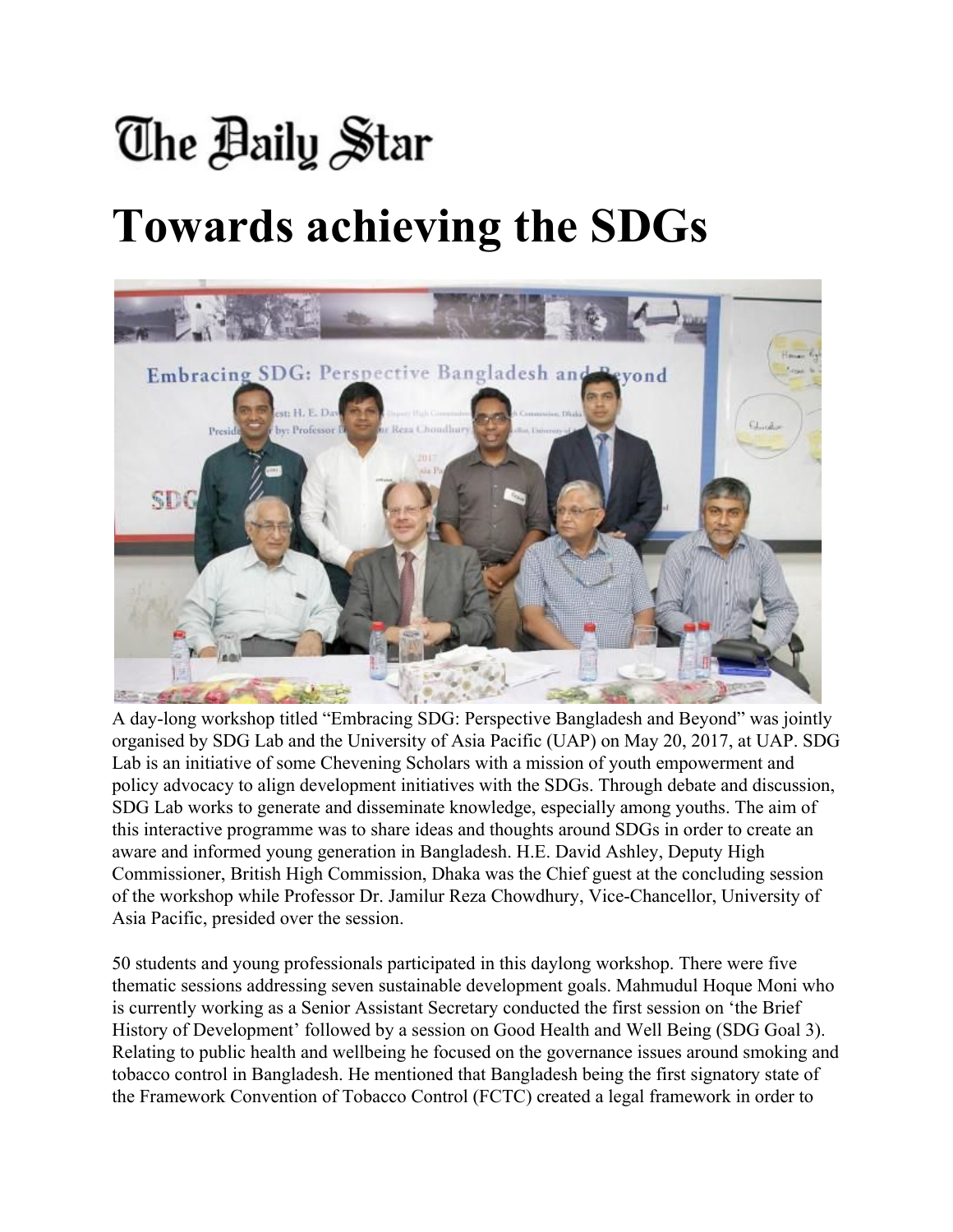# The Daily Star

# Towards achieving the SDGs

A day-long workshop titled "Embracing SDG: Perspective Bangladesh and Beyond" was jointly organised by SDG Lab and the University of Asia Pacific (UAP) on May 20, 2017, at UAP. SDG Lab is an initiative of some Chevening Scholars with a mission of youth empowerment and policy advocacy to align development initiatives with the SDGs. Through debate and discussion, SDG Lab works to generate and disseminate knowledge, especially among youths. The aim of this interactive programme was to share ideas and thoughts around SDGs in order to create an aware and informed young generation in Bangladesh. H.E. David Ashley, Deputy High Commissioner, British High Commission, Dhaka was the Chief guest at the concluding session of the workshop while Professor Dr. Jamilur Reza Chowdhury, Vice-Chancellor, University of Asia Pacific, presided over the session.

50 students and young professionals participated in this daylong workshop. There were five thematic sessions addressing seven sustainable development goals. Mahmudul Hoque Moni who is currently working as a Senior Assistant Secretary conducted the first session on 'the Brief History of Development' followed by a session on Good Health and Well Being (SDG Goal 3). Relating to public health and wellbeing he focused on the governance issues around smoking and tobacco control in Bangladesh. He mentioned that Bangladesh being the first signatory state of the Framework Convention of Tobacco Control (FCTC) created a legal framework in order to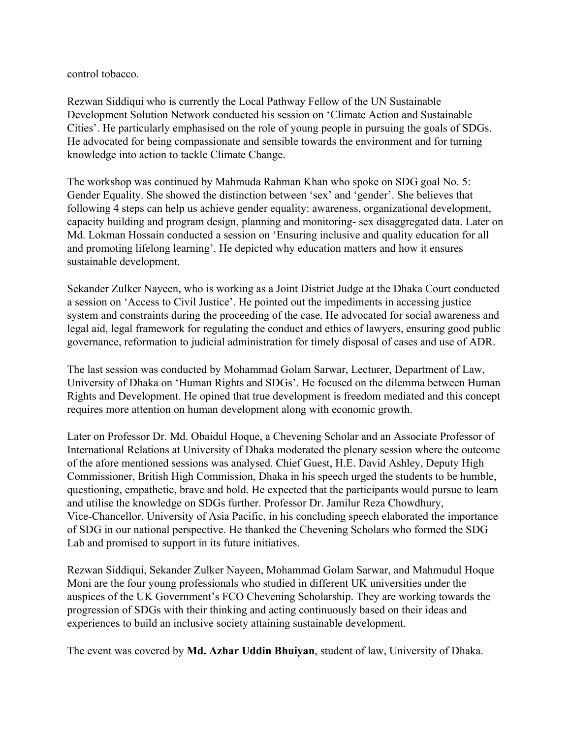control tobacco.

Rezwan Siddiqui who is currently the Local Pathway Fellow of the UN Sustainable Development Solution Network conducted his session on 'Climate Action and Sustainable Cities'. He particularly emphasised on the role of young people in pursuing the goals of SDGs. He advocated for being compassionate and sensible towards the environment and for turning knowledge into action to tackle Climate Change.

The workshop was continued by Mahmuda Rahman Khan who spoke on SDG goal No. 5: Gender Equality. She showed the distinction between 'sex' and 'gender'. She believes that following 4 steps can help us achieve gender equality: awareness, organizational development, capacity building and program design, planning and monitoring- sex disaggregated data. Later on Md. Lokman Hossain conducted a session on 'Ensuring inclusive and quality education for all and promoting lifelong learning'. He depicted why education matters and how it ensures sustainable development.

Sekander Zulker Nayeen, who is working as a Joint District Judge at the Dhaka Court conducted a session on 'Access to Civil Justice'. He pointed out the impediments in accessing justice system and constraints during the proceeding of the case. He advocated for social awareness and legal aid, legal framework for regulating the conduct and ethics of lawyers, ensuring good public governance, reformation to judicial administration for timely disposal of cases and use of ADR.

The last session was conducted by Mohammad Golam Sarwar, Lecturer, Department of Law, University of Dhaka on 'Human Rights and SDGs'. He focused on the dilemma between Human Rights and Development. He opined that true development is freedom mediated and this concept requires more attention on human development along with economic growth.

Later on Professor Dr. Md. Obaidul Hoque, a Chevening Scholar and an Associate Professor of International Relations at University of Dhaka moderated the plenary session where the outcome of the afore mentioned sessions was analysed. Chief Guest, H.E. David Ashley, Deputy High Commissioner, British High Commission, Dhaka in his speech urged the students to be humble, questioning, empathetic, brave and bold. He expected that the participants would pursue to learn and utilise the knowledge on SDGs further. Professor Dr. Jamilur Reza Chowdhury, Vice-Chancellor, University of Asia Pacific, in his concluding speech elaborated the importance of SDG in our national perspective. He thanked the Chevening Scholars who formed the SDG Lab and promised to support in its future initiatives.

Rezwan Siddiqui, Sekander Zulker Nayeen, Mohammad Golam Sarwar, and Mahmudul Hoque Moni are the four young professionals who studied in different UK universities under the auspices of the UK Government's FCO Chevening Scholarship. They are working towards the progression of SDGs with their thinking and acting continuously based on their ideas and experiences to build an inclusive society attaining sustainable development.

The event was covered by **Md. Azhar Uddin Bhuiyan**, student of law, University of Dhaka.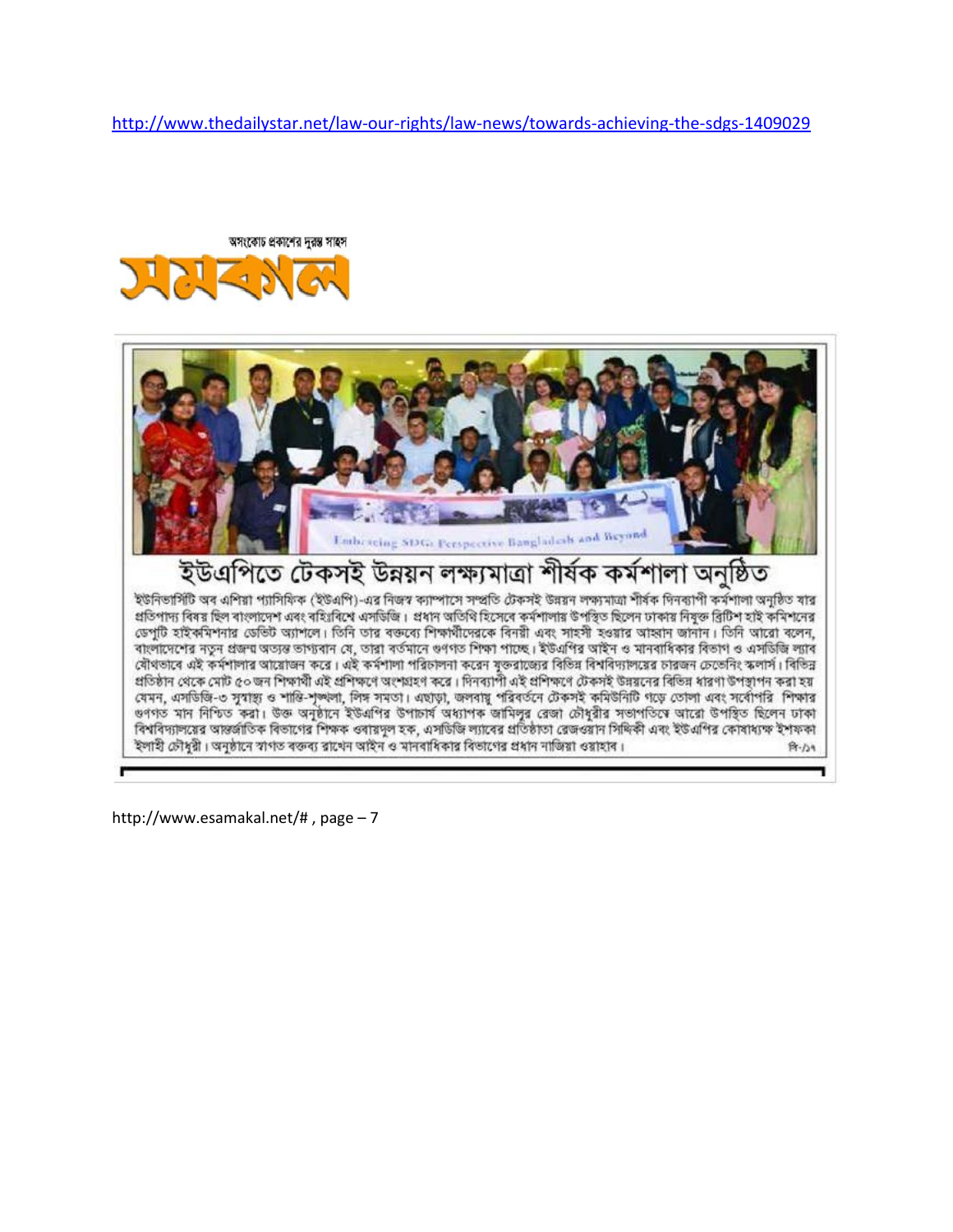http://www.thedailystar.net/law-our-rights/law-news/towards-achieving-the-sdgs-1409029

অসংকোচ প্রকাশের দুরন্ত সাহস

# সমকাল

Embracing SDGs Perspective Bangladesh and Beyond

## ইউএপিতে টেকসই উন্নয়ন লক্ষ্যমাত্রা শীর্ষক কর্মশালা অনুষ্ঠিত

ইউনিভার্সিটি অব এশিয়া প্যাসিফিক (ইউএপি)-এর নিজস্ব ক্যাম্পাসে সম্প্রতি টেকসই উন্নয়ন লক্ষ্যমাত্রা শীর্ষক দিনব্যাপী কর্মশালা অনুষ্ঠিত যার প্রতিপাদ্য বিষয় ছিল বাংলাদেশ এবং বহির্বিশ্বে এসডিজি। প্রধান অতিথি হিসেবে কর্মশালায় উপস্থিত ছিলেন ঢাকায় নিযুক্ত ব্রিটিশ হাই কমিশনের ডেপুটি হাইকমিশনার ডেভিট অ্যাশলে। তিনি তার বক্তব্যে শিক্ষার্থীদেরকে বিনয়ী এবং সাহসী হওয়ার আহ্বান জানান। তিনি আরো বলেন, বাংলাদেশের নতুন প্রজন্ম অত্যন্ত ভাগ্যবান যে, তারা বর্তমানে গুণগত শিক্ষা পাচ্ছে। ইউএপির আইন ও মানবাধিকার বিভাগ ও এসডিজি ল্যাব যৌথভাবে এই কর্মশালার আয়োজন করে। এই কর্মশালা পরিচালনা করেন যুক্তরাজ্যের বিভিন্ন বিশ্ববিদ্যালয়ের চারজন চেভেনিং স্কলার্স। বিভিন্ন প্রতিষ্ঠান থেকে মোট ৫০ জন শিক্ষার্থী এই প্রশিক্ষণে অংশগ্রহণ করে। দিনব্যাপী এই প্রশিক্ষণে টেকসই উন্নয়নের বিভিন্ন ধারণা উপস্থাপন করা হয় যেমন, এসডিজি-৩ সুস্বাস্থ্য ও শান্তি-শৃঙ্খলা, লিঙ্গ সমতা। এছাড়া, জলবায়ু পরিবর্তনে টেকসই কমিউনিটি গড়ে তোলা এবং সর্বোপরি শিক্ষার গুণগত মান নিশ্চিত করা। উক্ত অনুষ্ঠানে ইউএপির উপাচার্য অধ্যাপক জামিলুর রেজা চৌধুরীর সভাপতিত্বে আরো উপস্থিত ছিলেন ঢাকা বিশ্ববিদ্যালয়ের আন্তর্জাতিক বিভাগের শিক্ষক ওবায়দুল হক, এসডিজি ল্যাবের প্রতিষ্ঠাতা রেজওয়ান সিদ্দিকী এবং ইউএপির কোষাধ্যক্ষ ইশফকা ইলাহী চৌধুরী। অনুষ্ঠানে স্বাগত বক্তব্য রাখেন আইন ও মানবাধিকার বিভাগের প্রধান নাজিয়া ওয়াহাব। বি-/১৭

http://www.esamakal.net/# , page – 7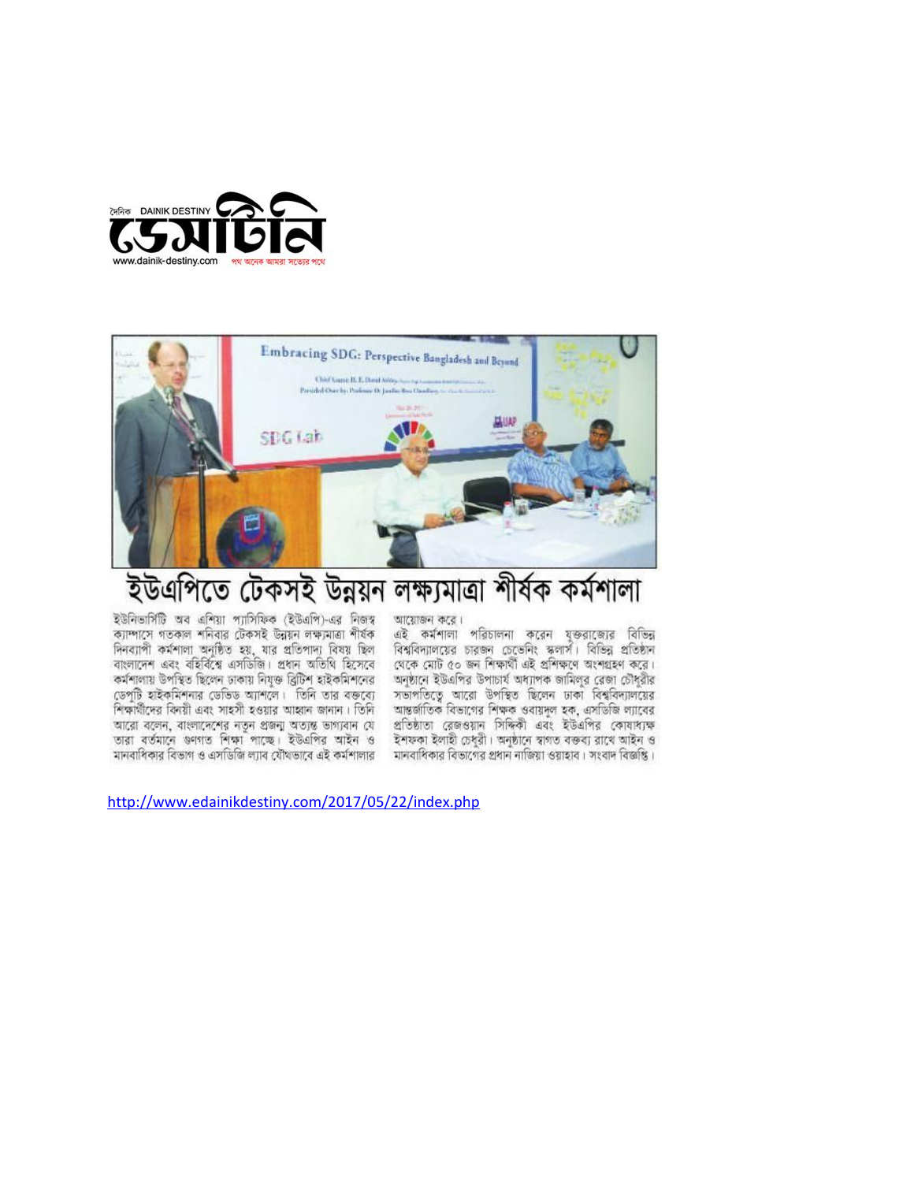দৈনিক DAINIK DESTINY ডেসটিনি

www.dainik-destiny.com পথ অনেক আমরা সত্যের পথে

# ইউএপিতে টেকসই উন্নয়ন লক্ষ্যমাত্রা শীর্ষক কর্মশালা

ইউনিভার্সিটি অব এশিয়া প্যাসিফিক (ইউএপি)-এর নিজস্ব ক্যাম্পাসে গতকাল শনিবার টেকসই উন্নয়ন লক্ষ্যমাত্রা শীর্ষক দিনব্যাপী কর্মশালা অনুষ্ঠিত হয়, যার প্রতিপাদ্য বিষয় ছিল বাংলাদেশ এবং বহির্বিশ্বে এসডিজি। প্রধান অতিথি হিসেবে কর্মশালায় উপস্থিত ছিলেন ঢাকায় নিযুক্ত ব্রিটিশ হাইকমিশনের ডেপুটি হাইকমিশনার ডেভিড অ্যাশলে। তিনি তার বক্তব্যে শিক্ষার্থীদের বিনয়ী এবং সাহসী হওয়ার আহ্বান জানান। তিনি আরো বলেন, বাংলাদেশের নতুন প্রজন্ম অত্যন্ত ভাগ্যবান যে তারা বর্তমানে গুণগত শিক্ষা পাচ্ছে। ইউএপির আইন ও মানবাধিকার বিভাগ ও এসডিজি ল্যাব যৌথভাবে এই কর্মশালার আয়োজন করে।

এই কর্মশালা পরিচালনা করেন যুক্তরাজ্যের বিভিন্ন বিশ্ববিদ্যালয়ের চারজন চেভেনিং স্কলার্স। বিভিন্ন প্রতিষ্ঠান থেকে মোট ৫০ জন শিক্ষার্থী এই প্রশিক্ষণে অংশগ্রহণ করে। অনুষ্ঠানে ইউএপির উপাচার্য অধ্যাপক জামিলুর রেজা চৌধুরীর সভাপতিত্বে আরো উপস্থিত ছিলেন ঢাকা বিশ্ববিদ্যালয়ের আন্তর্জাতিক বিভাগের শিক্ষক ওবায়দুল হক, এসডিজি ল্যাবের প্রতিষ্ঠাতা রেজওয়ান সিদ্দিকী এবং ইউএপির কোষাধ্যক্ষ ইশফকা ইলাহী চৌধুরী। অনুষ্ঠানে স্বাগত বক্তব্য রাখে আইন ও মানবাধিকার বিভাগের প্রধান নাজিয়া ওয়াহাব। সংবাদ বিজ্ঞপ্তি।

http://www.edainikdestiny.com/2017/05/22/index.php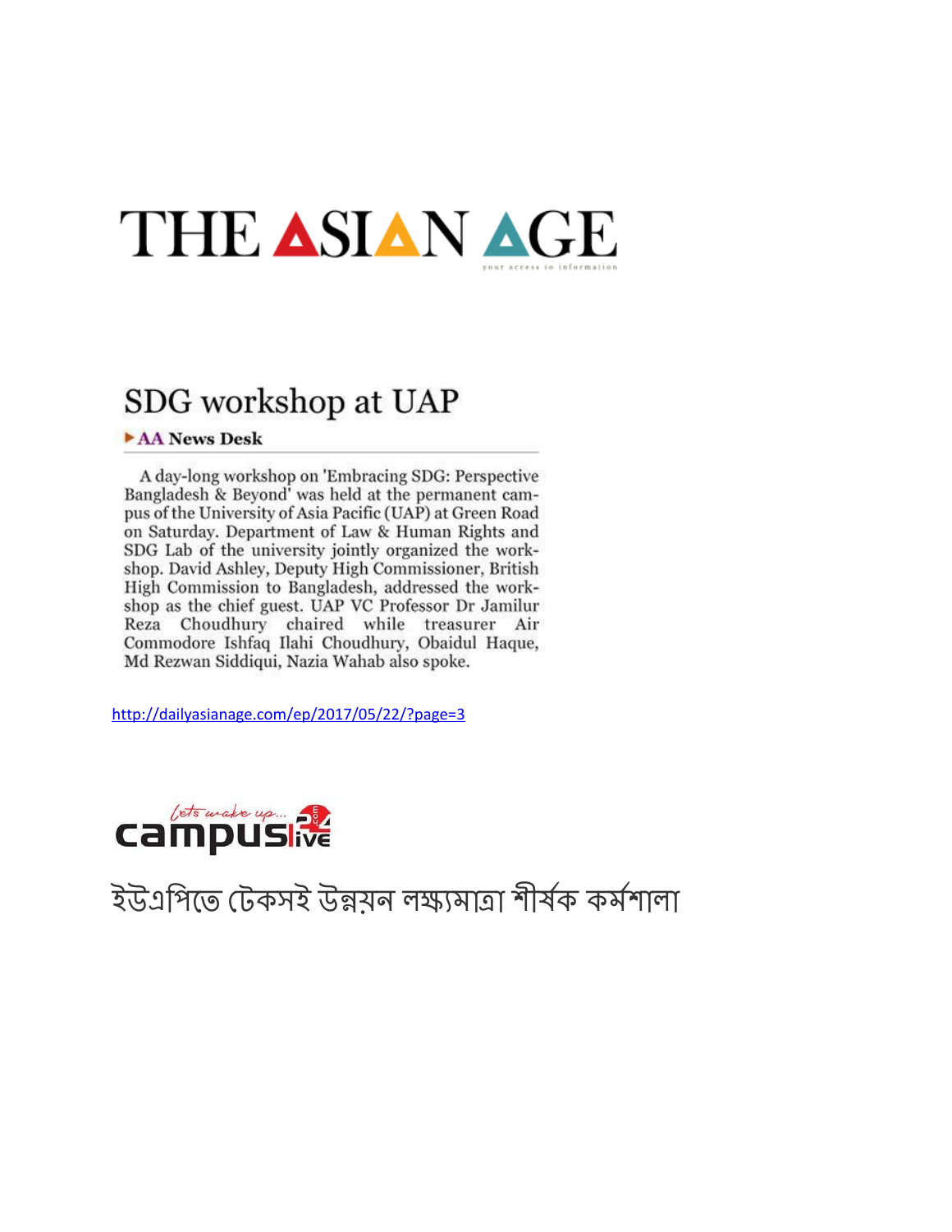# THE ASIAN AGE

your access to information

## SDG workshop at UAP

▶ **AA News Desk**

A day-long workshop on 'Embracing SDG: Perspective Bangladesh & Beyond' was held at the permanent campus of the University of Asia Pacific (UAP) at Green Road on Saturday. Department of Law & Human Rights and SDG Lab of the university jointly organized the workshop. David Ashley, Deputy High Commissioner, British High Commission to Bangladesh, addressed the workshop as the chief guest. UAP VC Professor Dr Jamilur Reza Choudhury chaired while treasurer Air Commodore Ishfaq Ilahi Choudhury, Obaidul Haque, Md Rezwan Siddiqui, Nazia Wahab also spoke.

http://dailyasianage.com/ep/2017/05/22/?page=3

# campuslive24.com

lets wake up...

## ইউএপিতে টেকসই উন্নয়ন লক্ষ্যমাত্রা শীর্ষক কর্মশালা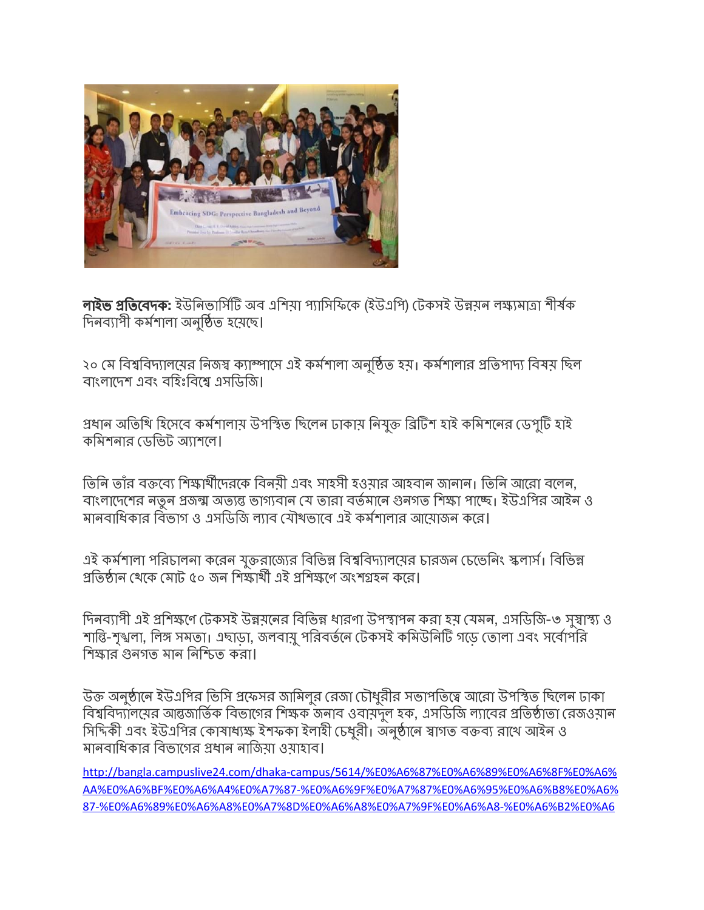**লাইভ প্রতিবেদক:** ইউনিভার্সিটি অব এশিয়া প্যাসিফিকে (ইউএপি) টেকসই উন্নয়ন লক্ষ্যমাত্রা শীর্ষক দিনব্যাপী কর্মশালা অনুষ্ঠিত হয়েছে।

২০ মে বিশ্ববিদ্যালয়ের নিজস্ব ক্যাম্পাসে এই কর্মশালা অনুষ্ঠিত হয়। কর্মশালার প্রতিপাদ্য বিষয় ছিল বাংলাদেশ এবং বহিঃবিশ্বে এসডিজি।

প্রধান অতিথি হিসেবে কর্মশালায় উপস্থিত ছিলেন ঢাকায় নিযুক্ত ব্রিটিশ হাই কমিশনের ডেপুটি হাই কমিশনার ডেভিট অ্যাশলে।

তিনি তাঁর বক্তব্যে শিক্ষার্থীদেরকে বিনয়ী এবং সাহসী হওয়ার আহবান জানান। তিনি আরো বলেন, বাংলাদেশের নতুন প্রজন্ম অত্যন্ত ভাগ্যবান যে তারা বর্তমানে গুনগত শিক্ষা পাচ্ছে। ইউএপির আইন ও মানবাধিকার বিভাগ ও এসডিজি ল্যাব যৌথভাবে এই কর্মশালার আয়োজন করে।

এই কর্মশালা পরিচালনা করেন যুক্তরাজ্যের বিভিন্ন বিশ্ববিদ্যালয়ের চারজন চেভেনিং স্কলার্স। বিভিন্ন প্রতিষ্ঠান থেকে মোট ৫০ জন শিক্ষার্থী এই প্রশিক্ষণে অংশগ্রহন করে।

দিনব্যাপী এই প্রশিক্ষণে টেকসই উন্নয়নের বিভিন্ন ধারণা উপস্থাপন করা হয় যেমন, এসডিজি-৩ সুস্বাস্থ্য ও শান্তি-শৃঙ্খলা, লিঙ্গ সমতা। এছাড়া, জলবায়ু পরিবর্তনে টেকসই কমিউনিটি গড়ে তোলা এবং সর্বোপরি শিক্ষার গুনগত মান নিশ্চিত করা।

উক্ত অনুষ্ঠানে ইউএপির ভিসি প্রফেসর জামিলুর রেজা চৌধুরীর সভাপতিত্বে আরো উপস্থিত ছিলেন ঢাকা বিশ্ববিদ্যালয়ের আন্তর্জাতিক বিভাগের শিক্ষক জনাব ওবায়দুল হক, এসডিজি ল্যাবের প্রতিষ্ঠাতা রেজওয়ান সিদ্দিকী এবং ইউএপির কোষাধ্যক্ষ ইশফকা ইলাহী চৌধুরী। অনুষ্ঠানে স্বাগত বক্তব্য রাখে আইন ও মানবাধিকার বিভাগের প্রধান নাজিয়া ওয়াহাব।

http://bangla.campuslive24.com/dhaka-campus/5614/%E0%A6%87%E0%A6%89%E0%A6%8F%E0%A6%AA%E0%A6%BF%E0%A6%A4%E0%A7%87-%E0%A6%9F%E0%A7%87%E0%A6%95%E0%A6%B8%E0%A6%87-%E0%A6%89%E0%A6%A8%E0%A7%8D%E0%A6%A8%E0%A7%9F%E0%A6%A8-%E0%A6%B2%E0%A6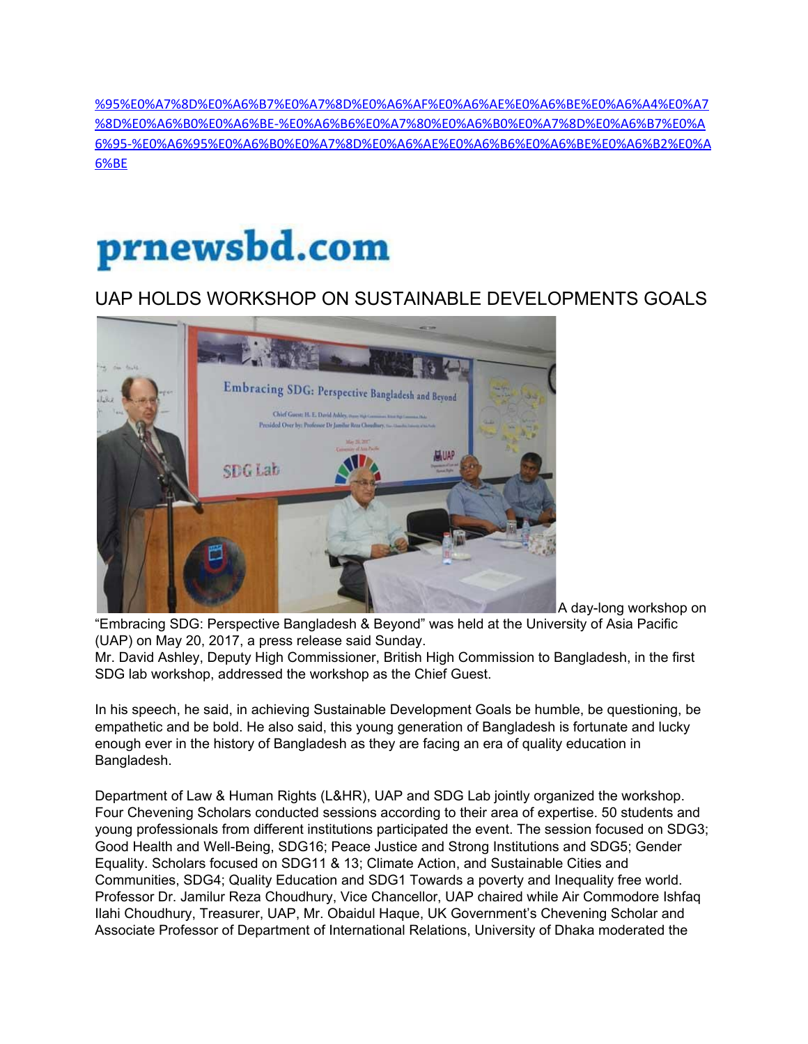%95%E0%A7%8D%E0%A6%B7%E0%A7%8D%E0%A6%AF%E0%A6%AE%E0%A6%BE%E0%A6%A4%E0%A7%8D%E0%A6%B0%E0%A6%BE-%E0%A6%B6%E0%A7%80%E0%A6%B0%E0%A7%8D%E0%A6%B7%E0%A6%95-%E0%A6%95%E0%A6%B0%E0%A7%8D%E0%A6%AE%E0%A6%B6%E0%A6%BE%E0%A6%B2%E0%A6%BE

# prnewsbd.com

## UAP HOLDS WORKSHOP ON SUSTAINABLE DEVELOPMENTS GOALS

A day-long workshop on "Embracing SDG: Perspective Bangladesh & Beyond" was held at the University of Asia Pacific (UAP) on May 20, 2017, a press release said Sunday.

Mr. David Ashley, Deputy High Commissioner, British High Commission to Bangladesh, in the first SDG lab workshop, addressed the workshop as the Chief Guest.

In his speech, he said, in achieving Sustainable Development Goals be humble, be questioning, be empathetic and be bold. He also said, this young generation of Bangladesh is fortunate and lucky enough ever in the history of Bangladesh as they are facing an era of quality education in Bangladesh.

Department of Law & Human Rights (L&HR), UAP and SDG Lab jointly organized the workshop. Four Chevening Scholars conducted sessions according to their area of expertise. 50 students and young professionals from different institutions participated the event. The session focused on SDG3; Good Health and Well-Being, SDG16; Peace Justice and Strong Institutions and SDG5; Gender Equality. Scholars focused on SDG11 & 13; Climate Action, and Sustainable Cities and Communities, SDG4; Quality Education and SDG1 Towards a poverty and Inequality free world. Professor Dr. Jamilur Reza Choudhury, Vice Chancellor, UAP chaired while Air Commodore Ishfaq Ilahi Choudhury, Treasurer, UAP, Mr. Obaidul Haque, UK Government's Chevening Scholar and Associate Professor of Department of International Relations, University of Dhaka moderated the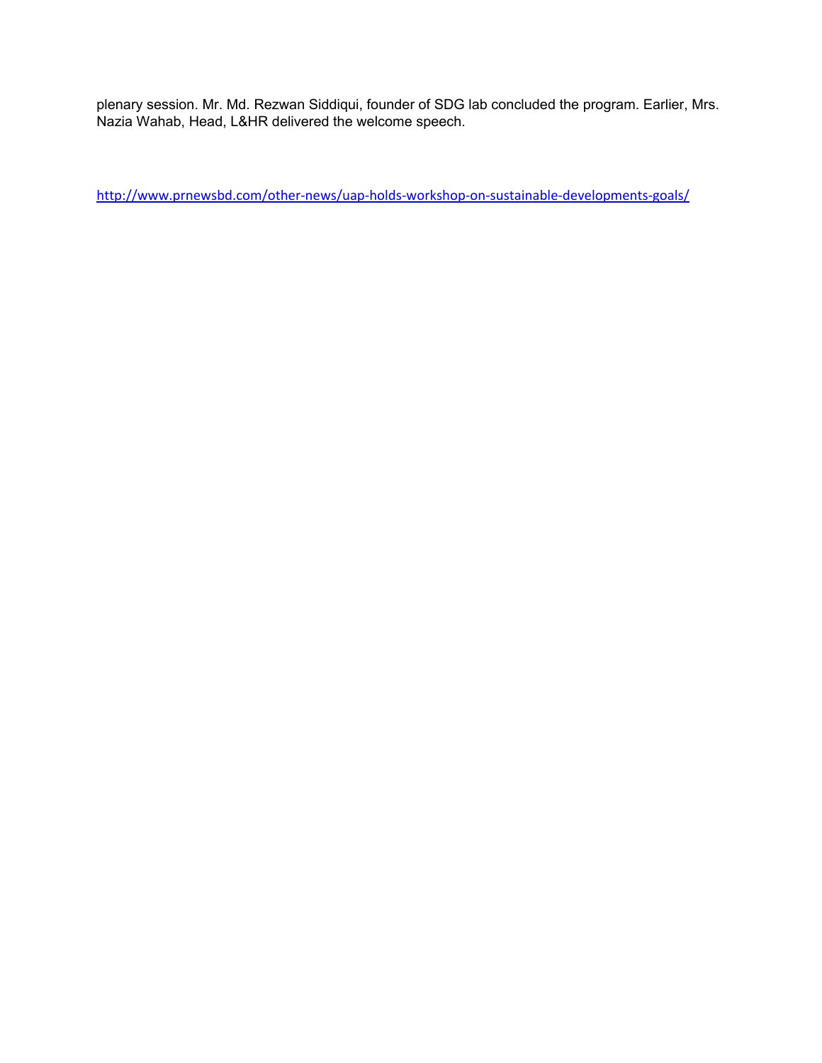plenary session. Mr. Md. Rezwan Siddiqui, founder of SDG lab concluded the program. Earlier, Mrs. Nazia Wahab, Head, L&HR delivered the welcome speech.

http://www.prnewsbd.com/other-news/uap-holds-workshop-on-sustainable-developments-goals/